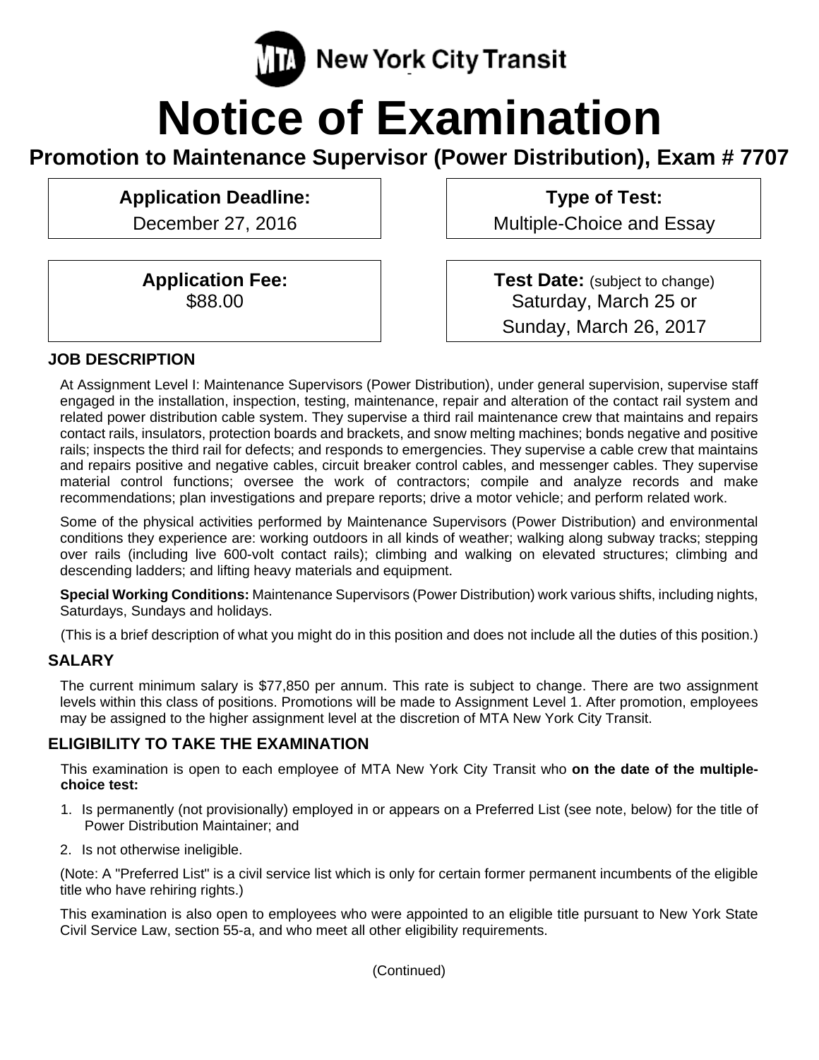MTA New York City Transit

# Notice of Examination

## Promotion to Maintenance Supervisor (Power Distribution), Exam # 7707

| **Application Deadline:** | **Type of Test:** |
|---|---|
| December 27, 2016 | Multiple-Choice and Essay |
| **Application Fee:** $88.00 | **Test Date:** (subject to change) Saturday, March 25 or Sunday, March 26, 2017 |

### JOB DESCRIPTION

At Assignment Level I: Maintenance Supervisors (Power Distribution), under general supervision, supervise staff engaged in the installation, inspection, testing, maintenance, repair and alteration of the contact rail system and related power distribution cable system. They supervise a third rail maintenance crew that maintains and repairs contact rails, insulators, protection boards and brackets, and snow melting machines; bonds negative and positive rails; inspects the third rail for defects; and responds to emergencies. They supervise a cable crew that maintains and repairs positive and negative cables, circuit breaker control cables, and messenger cables. They supervise material control functions; oversee the work of contractors; compile and analyze records and make recommendations; plan investigations and prepare reports; drive a motor vehicle; and perform related work.

Some of the physical activities performed by Maintenance Supervisors (Power Distribution) and environmental conditions they experience are: working outdoors in all kinds of weather; walking along subway tracks; stepping over rails (including live 600-volt contact rails); climbing and walking on elevated structures; climbing and descending ladders; and lifting heavy materials and equipment.

**Special Working Conditions:** Maintenance Supervisors (Power Distribution) work various shifts, including nights, Saturdays, Sundays and holidays.

(This is a brief description of what you might do in this position and does not include all the duties of this position.)

### SALARY

The current minimum salary is $77,850 per annum. This rate is subject to change. There are two assignment levels within this class of positions. Promotions will be made to Assignment Level 1. After promotion, employees may be assigned to the higher assignment level at the discretion of MTA New York City Transit.

### ELIGIBILITY TO TAKE THE EXAMINATION

This examination is open to each employee of MTA New York City Transit who **on the date of the multiple-choice test:**

1. Is permanently (not provisionally) employed in or appears on a Preferred List (see note, below) for the title of Power Distribution Maintainer; and
2. Is not otherwise ineligible.

(Note: A "Preferred List" is a civil service list which is only for certain former permanent incumbents of the eligible title who have rehiring rights.)

This examination is also open to employees who were appointed to an eligible title pursuant to New York State Civil Service Law, section 55-a, and who meet all other eligibility requirements.

(Continued)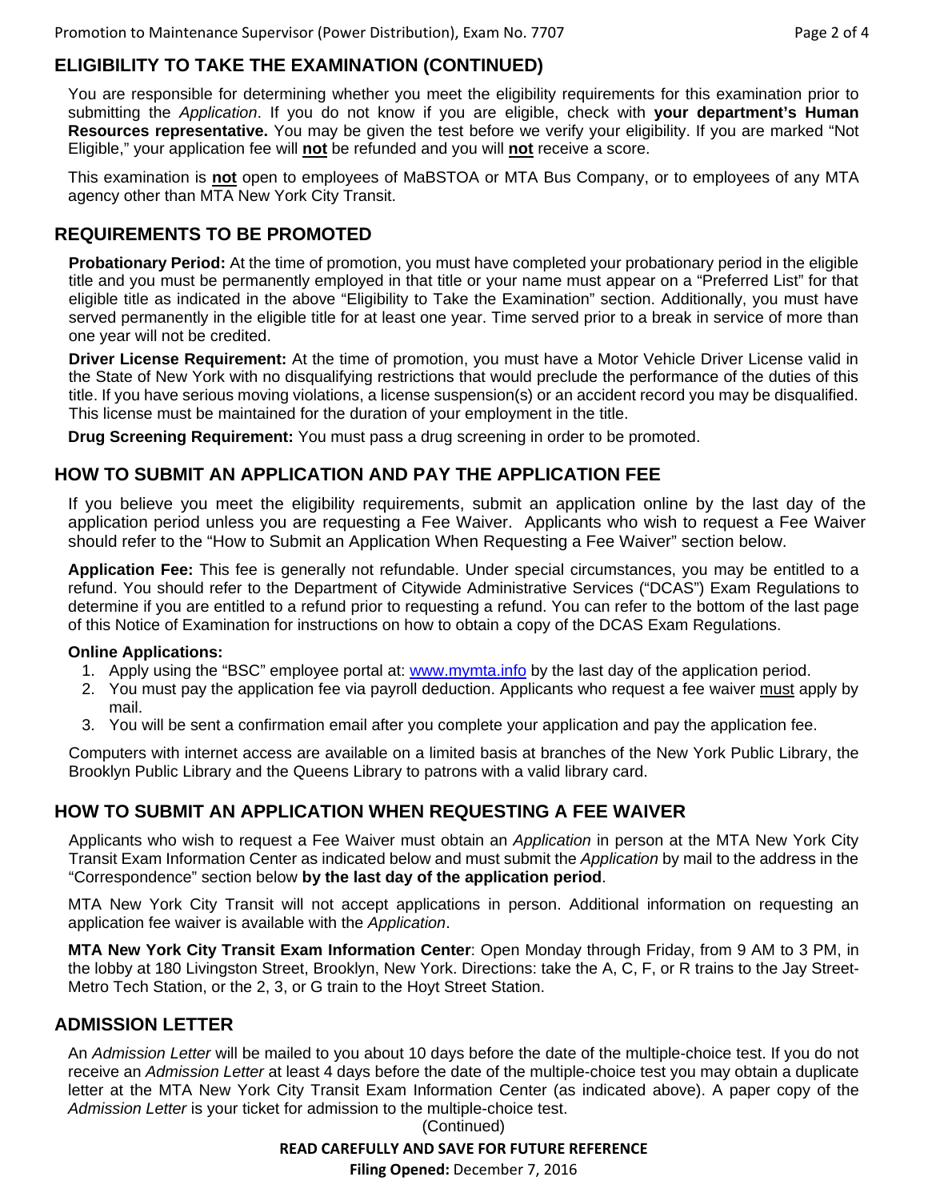## ELIGIBILITY TO TAKE THE EXAMINATION (CONTINUED)

You are responsible for determining whether you meet the eligibility requirements for this examination prior to submitting the *Application*. If you do not know if you are eligible, check with **your department's Human Resources representative.** You may be given the test before we verify your eligibility. If you are marked "Not Eligible," your application fee will **not** be refunded and you will **not** receive a score.

This examination is **not** open to employees of MaBSTOA or MTA Bus Company, or to employees of any MTA agency other than MTA New York City Transit.

## REQUIREMENTS TO BE PROMOTED

**Probationary Period:** At the time of promotion, you must have completed your probationary period in the eligible title and you must be permanently employed in that title or your name must appear on a "Preferred List" for that eligible title as indicated in the above "Eligibility to Take the Examination" section. Additionally, you must have served permanently in the eligible title for at least one year. Time served prior to a break in service of more than one year will not be credited.

**Driver License Requirement:** At the time of promotion, you must have a Motor Vehicle Driver License valid in the State of New York with no disqualifying restrictions that would preclude the performance of the duties of this title. If you have serious moving violations, a license suspension(s) or an accident record you may be disqualified. This license must be maintained for the duration of your employment in the title.

**Drug Screening Requirement:** You must pass a drug screening in order to be promoted.

## HOW TO SUBMIT AN APPLICATION AND PAY THE APPLICATION FEE

If you believe you meet the eligibility requirements, submit an application online by the last day of the application period unless you are requesting a Fee Waiver. Applicants who wish to request a Fee Waiver should refer to the "How to Submit an Application When Requesting a Fee Waiver" section below.

**Application Fee:** This fee is generally not refundable. Under special circumstances, you may be entitled to a refund. You should refer to the Department of Citywide Administrative Services ("DCAS") Exam Regulations to determine if you are entitled to a refund prior to requesting a refund. You can refer to the bottom of the last page of this Notice of Examination for instructions on how to obtain a copy of the DCAS Exam Regulations.

**Online Applications:**

1. Apply using the "BSC" employee portal at: www.mymta.info by the last day of the application period.
2. You must pay the application fee via payroll deduction. Applicants who request a fee waiver must apply by mail.
3. You will be sent a confirmation email after you complete your application and pay the application fee.

Computers with internet access are available on a limited basis at branches of the New York Public Library, the Brooklyn Public Library and the Queens Library to patrons with a valid library card.

## HOW TO SUBMIT AN APPLICATION WHEN REQUESTING A FEE WAIVER

Applicants who wish to request a Fee Waiver must obtain an *Application* in person at the MTA New York City Transit Exam Information Center as indicated below and must submit the *Application* by mail to the address in the "Correspondence" section below **by the last day of the application period**.

MTA New York City Transit will not accept applications in person. Additional information on requesting an application fee waiver is available with the *Application*.

**MTA New York City Transit Exam Information Center**: Open Monday through Friday, from 9 AM to 3 PM, in the lobby at 180 Livingston Street, Brooklyn, New York. Directions: take the A, C, F, or R trains to the Jay Street-Metro Tech Station, or the 2, 3, or G train to the Hoyt Street Station.

## ADMISSION LETTER

An *Admission Letter* will be mailed to you about 10 days before the date of the multiple-choice test. If you do not receive an *Admission Letter* at least 4 days before the date of the multiple-choice test you may obtain a duplicate letter at the MTA New York City Transit Exam Information Center (as indicated above). A paper copy of the *Admission Letter* is your ticket for admission to the multiple-choice test.

(Continued)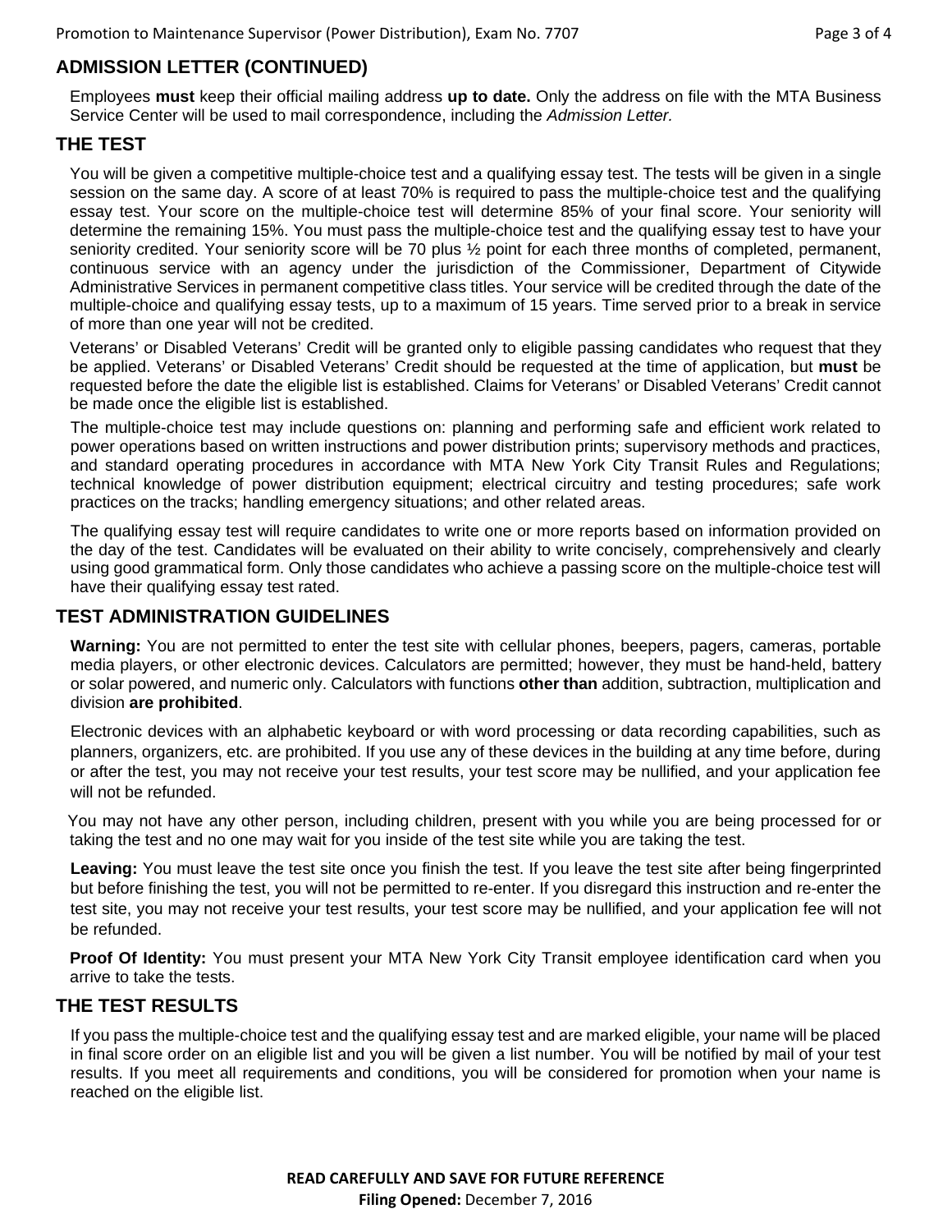## ADMISSION LETTER (CONTINUED)

Employees **must** keep their official mailing address **up to date.** Only the address on file with the MTA Business Service Center will be used to mail correspondence, including the *Admission Letter.*

## THE TEST

You will be given a competitive multiple-choice test and a qualifying essay test. The tests will be given in a single session on the same day. A score of at least 70% is required to pass the multiple-choice test and the qualifying essay test. Your score on the multiple-choice test will determine 85% of your final score. Your seniority will determine the remaining 15%. You must pass the multiple-choice test and the qualifying essay test to have your seniority credited. Your seniority score will be 70 plus ½ point for each three months of completed, permanent, continuous service with an agency under the jurisdiction of the Commissioner, Department of Citywide Administrative Services in permanent competitive class titles. Your service will be credited through the date of the multiple-choice and qualifying essay tests, up to a maximum of 15 years. Time served prior to a break in service of more than one year will not be credited.

Veterans' or Disabled Veterans' Credit will be granted only to eligible passing candidates who request that they be applied. Veterans' or Disabled Veterans' Credit should be requested at the time of application, but **must** be requested before the date the eligible list is established. Claims for Veterans' or Disabled Veterans' Credit cannot be made once the eligible list is established.

The multiple-choice test may include questions on: planning and performing safe and efficient work related to power operations based on written instructions and power distribution prints; supervisory methods and practices, and standard operating procedures in accordance with MTA New York City Transit Rules and Regulations; technical knowledge of power distribution equipment; electrical circuitry and testing procedures; safe work practices on the tracks; handling emergency situations; and other related areas.

The qualifying essay test will require candidates to write one or more reports based on information provided on the day of the test. Candidates will be evaluated on their ability to write concisely, comprehensively and clearly using good grammatical form. Only those candidates who achieve a passing score on the multiple-choice test will have their qualifying essay test rated.

## TEST ADMINISTRATION GUIDELINES

**Warning:** You are not permitted to enter the test site with cellular phones, beepers, pagers, cameras, portable media players, or other electronic devices. Calculators are permitted; however, they must be hand-held, battery or solar powered, and numeric only. Calculators with functions **other than** addition, subtraction, multiplication and division **are prohibited**.

Electronic devices with an alphabetic keyboard or with word processing or data recording capabilities, such as planners, organizers, etc. are prohibited. If you use any of these devices in the building at any time before, during or after the test, you may not receive your test results, your test score may be nullified, and your application fee will not be refunded.

You may not have any other person, including children, present with you while you are being processed for or taking the test and no one may wait for you inside of the test site while you are taking the test.

**Leaving:** You must leave the test site once you finish the test. If you leave the test site after being fingerprinted but before finishing the test, you will not be permitted to re-enter. If you disregard this instruction and re-enter the test site, you may not receive your test results, your test score may be nullified, and your application fee will not be refunded.

**Proof Of Identity:** You must present your MTA New York City Transit employee identification card when you arrive to take the tests.

## THE TEST RESULTS

If you pass the multiple-choice test and the qualifying essay test and are marked eligible, your name will be placed in final score order on an eligible list and you will be given a list number. You will be notified by mail of your test results. If you meet all requirements and conditions, you will be considered for promotion when your name is reached on the eligible list.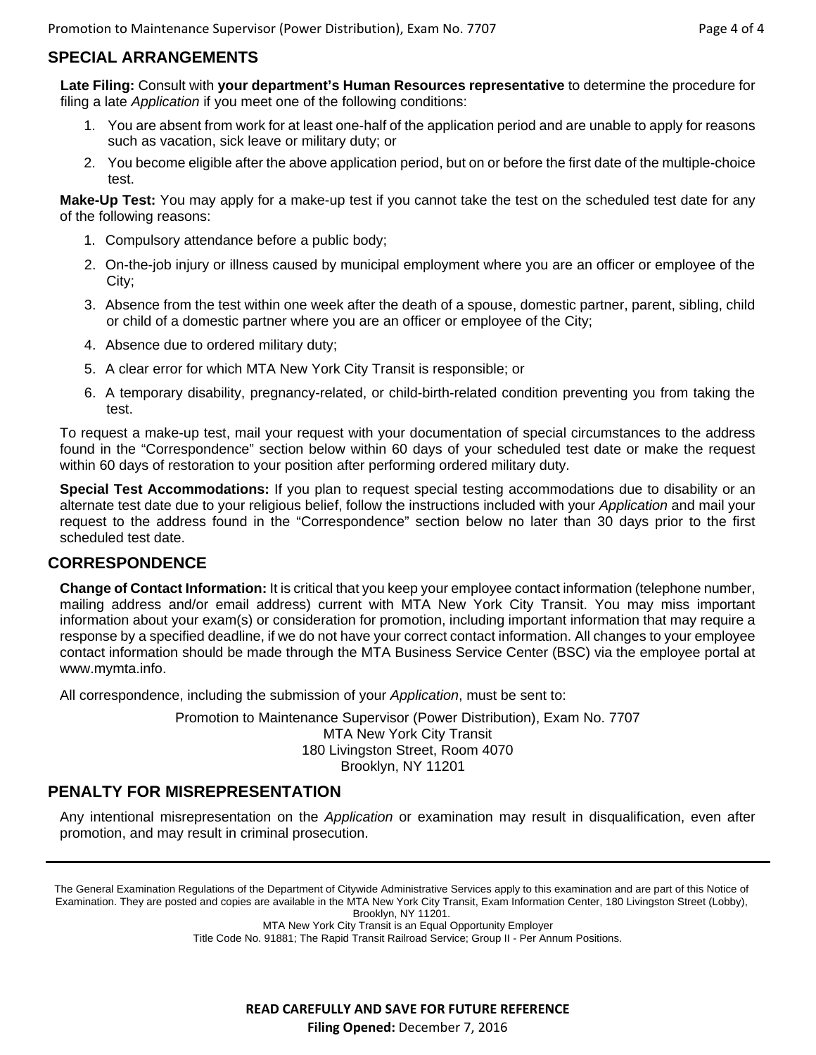## SPECIAL ARRANGEMENTS

**Late Filing:** Consult with **your department's Human Resources representative** to determine the procedure for filing a late *Application* if you meet one of the following conditions:

1. You are absent from work for at least one-half of the application period and are unable to apply for reasons such as vacation, sick leave or military duty; or
2. You become eligible after the above application period, but on or before the first date of the multiple-choice test.

**Make-Up Test:** You may apply for a make-up test if you cannot take the test on the scheduled test date for any of the following reasons:

1. Compulsory attendance before a public body;
2. On-the-job injury or illness caused by municipal employment where you are an officer or employee of the City;
3. Absence from the test within one week after the death of a spouse, domestic partner, parent, sibling, child or child of a domestic partner where you are an officer or employee of the City;
4. Absence due to ordered military duty;
5. A clear error for which MTA New York City Transit is responsible; or
6. A temporary disability, pregnancy-related, or child-birth-related condition preventing you from taking the test.

To request a make-up test, mail your request with your documentation of special circumstances to the address found in the "Correspondence" section below within 60 days of your scheduled test date or make the request within 60 days of restoration to your position after performing ordered military duty.

**Special Test Accommodations:** If you plan to request special testing accommodations due to disability or an alternate test date due to your religious belief, follow the instructions included with your *Application* and mail your request to the address found in the "Correspondence" section below no later than 30 days prior to the first scheduled test date.

## CORRESPONDENCE

**Change of Contact Information:** It is critical that you keep your employee contact information (telephone number, mailing address and/or email address) current with MTA New York City Transit. You may miss important information about your exam(s) or consideration for promotion, including important information that may require a response by a specified deadline, if we do not have your correct contact information. All changes to your employee contact information should be made through the MTA Business Service Center (BSC) via the employee portal at www.mymta.info.

All correspondence, including the submission of your *Application*, must be sent to:

Promotion to Maintenance Supervisor (Power Distribution), Exam No. 7707
MTA New York City Transit
180 Livingston Street, Room 4070
Brooklyn, NY 11201

## PENALTY FOR MISREPRESENTATION

Any intentional misrepresentation on the *Application* or examination may result in disqualification, even after promotion, and may result in criminal prosecution.

---

The General Examination Regulations of the Department of Citywide Administrative Services apply to this examination and are part of this Notice of Examination. They are posted and copies are available in the MTA New York City Transit, Exam Information Center, 180 Livingston Street (Lobby), Brooklyn, NY 11201.

MTA New York City Transit is an Equal Opportunity Employer

Title Code No. 91881; The Rapid Transit Railroad Service; Group II - Per Annum Positions.

**READ CAREFULLY AND SAVE FOR FUTURE REFERENCE**

**Filing Opened:** December 7, 2016